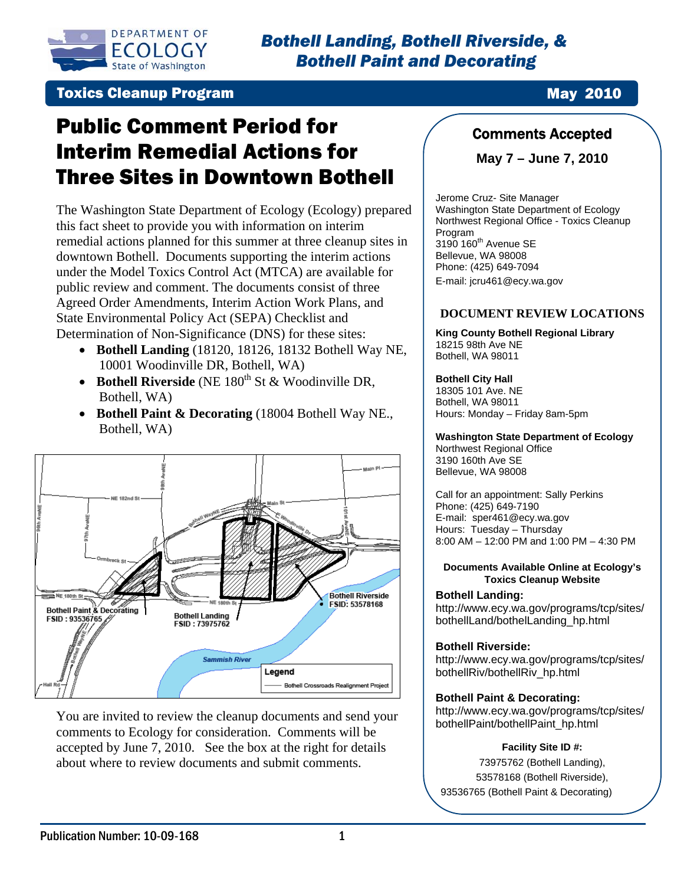# Bothell Landing, Bothell Riverside, & Bothell Paint and Decorating

**Toxics Cleanup Program** — **May 2010**

# Public Comment Period for Interim Remedial Actions for Three Sites in Downtown Bothell

The Washington State Department of Ecology (Ecology) prepared this fact sheet to provide you with information on interim remedial actions planned for this summer at three cleanup sites in downtown Bothell. Documents supporting the interim actions under the Model Toxics Control Act (MTCA) are available for public review and comment. The documents consist of three Agreed Order Amendments, Interim Action Work Plans, and State Environmental Policy Act (SEPA) Checklist and Determination of Non-Significance (DNS) for these sites:

- **Bothell Landing** (18120, 18126, 18132 Bothell Way NE, 10001 Woodinville DR, Bothell, WA)
- **Bothell Riverside** (NE 180th St & Woodinville DR, Bothell, WA)
- **Bothell Paint & Decorating** (18004 Bothell Way NE., Bothell, WA)

You are invited to review the cleanup documents and send your comments to Ecology for consideration. Comments will be accepted by June 7, 2010. See the box at the right for details about where to review documents and submit comments.

## Comments Accepted

**May 7 – June 7, 2010**

Jerome Cruz- Site Manager
Washington State Department of Ecology
Northwest Regional Office - Toxics Cleanup Program
3190 160th Avenue SE
Bellevue, WA 98008
Phone: (425) 649-7094
E-mail: jcru461@ecy.wa.gov

### DOCUMENT REVIEW LOCATIONS

**King County Bothell Regional Library**
18215 98th Ave NE
Bothell, WA 98011

**Bothell City Hall**
18305 101 Ave. NE
Bothell, WA 98011
Hours: Monday – Friday 8am-5pm

**Washington State Department of Ecology**
Northwest Regional Office
3190 160th Ave SE
Bellevue, WA 98008

Call for an appointment: Sally Perkins
Phone: (425) 649-7190
E-mail: sper461@ecy.wa.gov
Hours: Tuesday – Thursday
8:00 AM – 12:00 PM and 1:00 PM – 4:30 PM

**Documents Available Online at Ecology's Toxics Cleanup Website**

**Bothell Landing:**
http://www.ecy.wa.gov/programs/tcp/sites/bothellLand/bothellLanding_hp.html

**Bothell Riverside:**
http://www.ecy.wa.gov/programs/tcp/sites/bothellRiv/bothellRiv_hp.html

**Bothell Paint & Decorating:**
http://www.ecy.wa.gov/programs/tcp/sites/bothellPaint/bothellPaint_hp.html

**Facility Site ID #:**
73975762 (Bothell Landing),
53578168 (Bothell Riverside),
93536765 (Bothell Paint & Decorating)

Publication Number: 10-09-168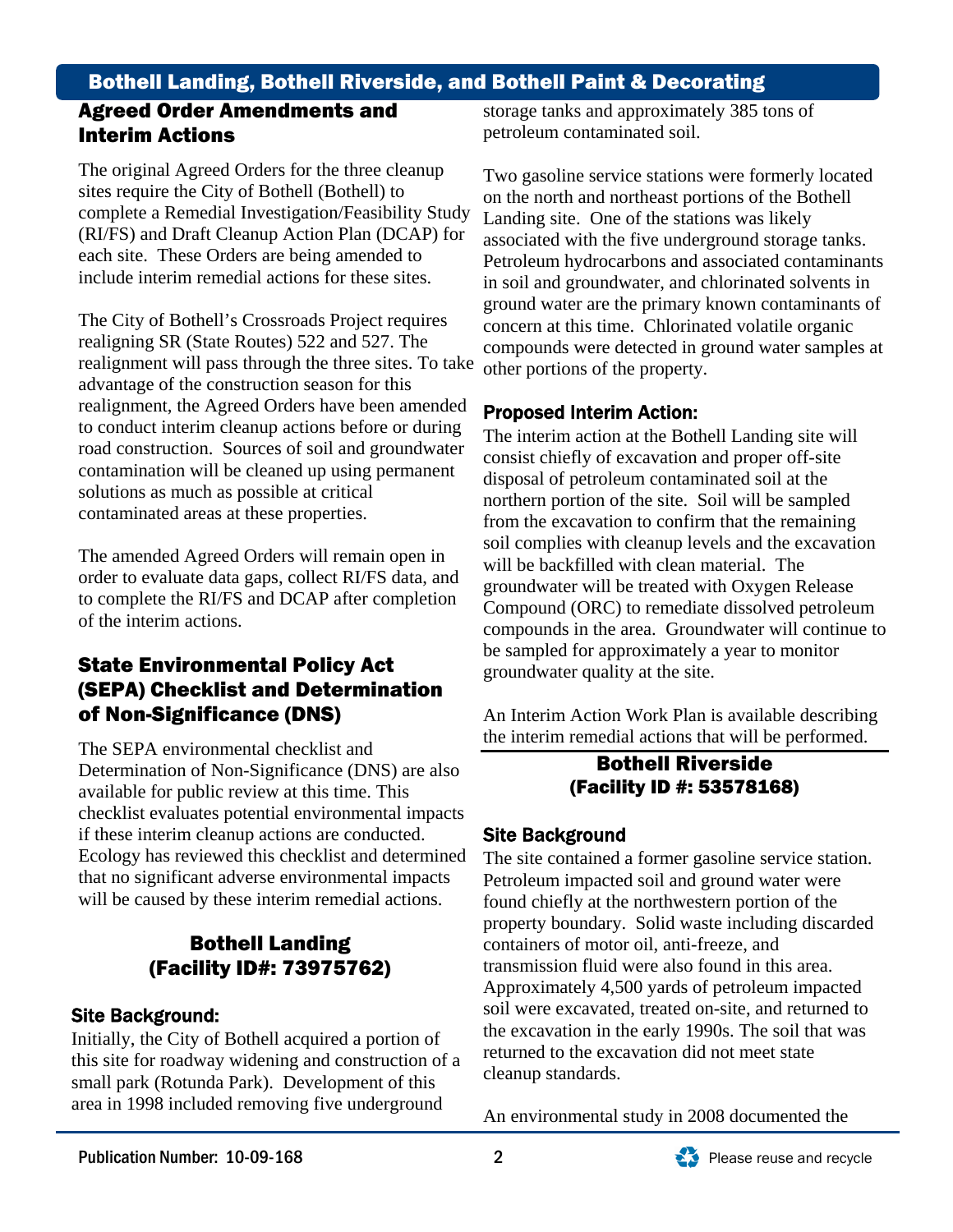## Bothell Landing, Bothell Riverside, and Bothell Paint & Decorating

### Agreed Order Amendments and Interim Actions

The original Agreed Orders for the three cleanup sites require the City of Bothell (Bothell) to complete a Remedial Investigation/Feasibility Study (RI/FS) and Draft Cleanup Action Plan (DCAP) for each site. These Orders are being amended to include interim remedial actions for these sites.

The City of Bothell's Crossroads Project requires realigning SR (State Routes) 522 and 527. The realignment will pass through the three sites. To take advantage of the construction season for this realignment, the Agreed Orders have been amended to conduct interim cleanup actions before or during road construction. Sources of soil and groundwater contamination will be cleaned up using permanent solutions as much as possible at critical contaminated areas at these properties.

The amended Agreed Orders will remain open in order to evaluate data gaps, collect RI/FS data, and to complete the RI/FS and DCAP after completion of the interim actions.

### State Environmental Policy Act (SEPA) Checklist and Determination of Non-Significance (DNS)

The SEPA environmental checklist and Determination of Non-Significance (DNS) are also available for public review at this time. This checklist evaluates potential environmental impacts if these interim cleanup actions are conducted. Ecology has reviewed this checklist and determined that no significant adverse environmental impacts will be caused by these interim remedial actions.

### Bothell Landing (Facility ID#: 73975762)

#### Site Background:

Initially, the City of Bothell acquired a portion of this site for roadway widening and construction of a small park (Rotunda Park). Development of this area in 1998 included removing five underground storage tanks and approximately 385 tons of petroleum contaminated soil.

Two gasoline service stations were formerly located on the north and northeast portions of the Bothell Landing site. One of the stations was likely associated with the five underground storage tanks. Petroleum hydrocarbons and associated contaminants in soil and groundwater, and chlorinated solvents in ground water are the primary known contaminants of concern at this time. Chlorinated volatile organic compounds were detected in ground water samples at other portions of the property.

#### Proposed Interim Action:

The interim action at the Bothell Landing site will consist chiefly of excavation and proper off-site disposal of petroleum contaminated soil at the northern portion of the site. Soil will be sampled from the excavation to confirm that the remaining soil complies with cleanup levels and the excavation will be backfilled with clean material. The groundwater will be treated with Oxygen Release Compound (ORC) to remediate dissolved petroleum compounds in the area. Groundwater will continue to be sampled for approximately a year to monitor groundwater quality at the site.

An Interim Action Work Plan is available describing the interim remedial actions that will be performed.

### Bothell Riverside (Facility ID #: 53578168)

#### Site Background

The site contained a former gasoline service station. Petroleum impacted soil and ground water were found chiefly at the northwestern portion of the property boundary. Solid waste including discarded containers of motor oil, anti-freeze, and transmission fluid were also found in this area. Approximately 4,500 yards of petroleum impacted soil were excavated, treated on-site, and returned to the excavation in the early 1990s. The soil that was returned to the excavation did not meet state cleanup standards.

An environmental study in 2008 documented the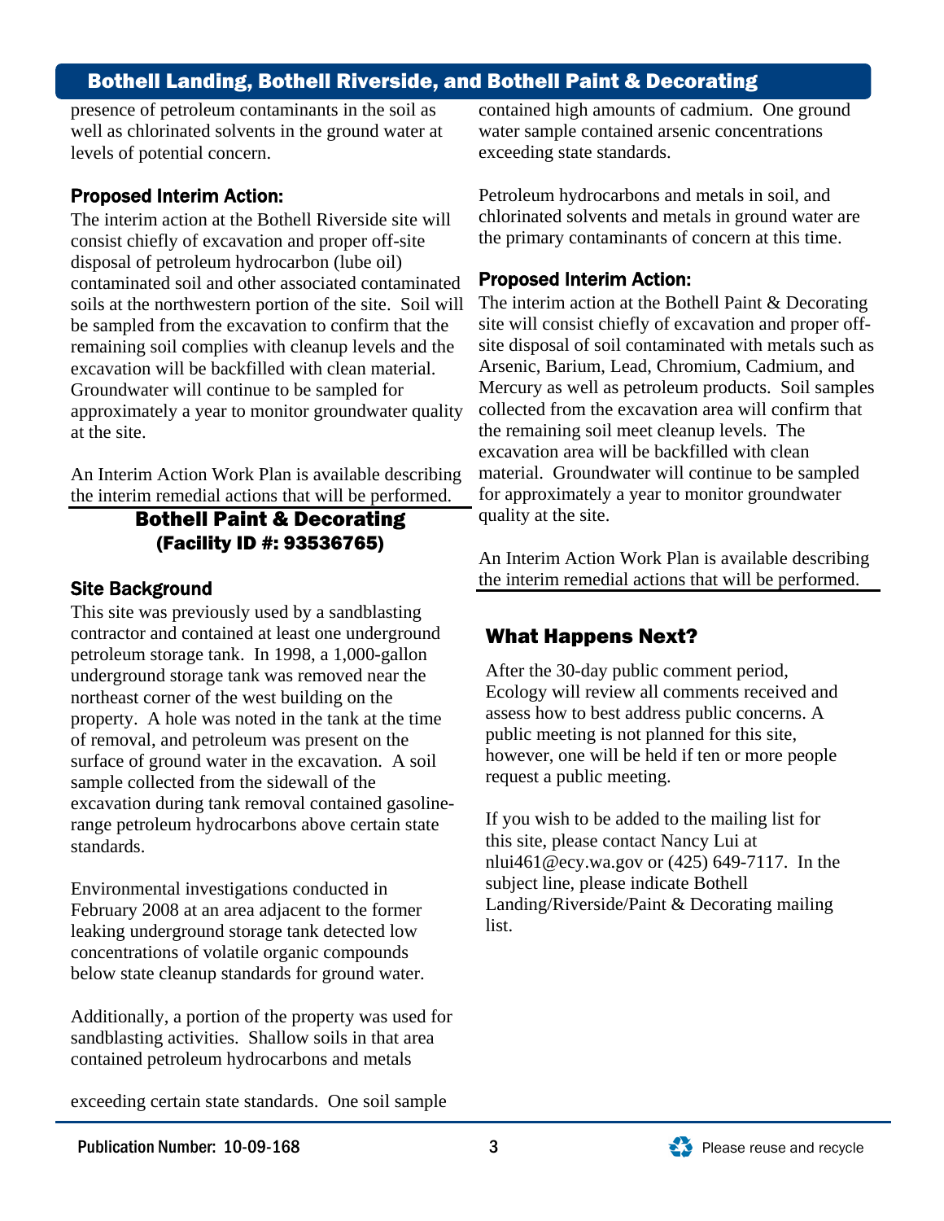presence of petroleum contaminants in the soil as well as chlorinated solvents in the ground water at levels of potential concern.

### Proposed Interim Action:

The interim action at the Bothell Riverside site will consist chiefly of excavation and proper off-site disposal of petroleum hydrocarbon (lube oil) contaminated soil and other associated contaminated soils at the northwestern portion of the site. Soil will be sampled from the excavation to confirm that the remaining soil complies with cleanup levels and the excavation will be backfilled with clean material. Groundwater will continue to be sampled for approximately a year to monitor groundwater quality at the site.

An Interim Action Work Plan is available describing the interim remedial actions that will be performed.

## Bothell Paint & Decorating (Facility ID #: 93536765)

### Site Background

This site was previously used by a sandblasting contractor and contained at least one underground petroleum storage tank. In 1998, a 1,000-gallon underground storage tank was removed near the northeast corner of the west building on the property. A hole was noted in the tank at the time of removal, and petroleum was present on the surface of ground water in the excavation. A soil sample collected from the sidewall of the excavation during tank removal contained gasoline-range petroleum hydrocarbons above certain state standards.

Environmental investigations conducted in February 2008 at an area adjacent to the former leaking underground storage tank detected low concentrations of volatile organic compounds below state cleanup standards for ground water.

Additionally, a portion of the property was used for sandblasting activities. Shallow soils in that area contained petroleum hydrocarbons and metals exceeding certain state standards. One soil sample contained high amounts of cadmium. One ground water sample contained arsenic concentrations exceeding state standards.

Petroleum hydrocarbons and metals in soil, and chlorinated solvents and metals in ground water are the primary contaminants of concern at this time.

### Proposed Interim Action:

The interim action at the Bothell Paint & Decorating site will consist chiefly of excavation and proper off-site disposal of soil contaminated with metals such as Arsenic, Barium, Lead, Chromium, Cadmium, and Mercury as well as petroleum products. Soil samples collected from the excavation area will confirm that the remaining soil meet cleanup levels. The excavation area will be backfilled with clean material. Groundwater will continue to be sampled for approximately a year to monitor groundwater quality at the site.

An Interim Action Work Plan is available describing the interim remedial actions that will be performed.

## What Happens Next?

After the 30-day public comment period, Ecology will review all comments received and assess how to best address public concerns. A public meeting is not planned for this site, however, one will be held if ten or more people request a public meeting.

If you wish to be added to the mailing list for this site, please contact Nancy Lui at nlui461@ecy.wa.gov or (425) 649-7117. In the subject line, please indicate Bothell Landing/Riverside/Paint & Decorating mailing list.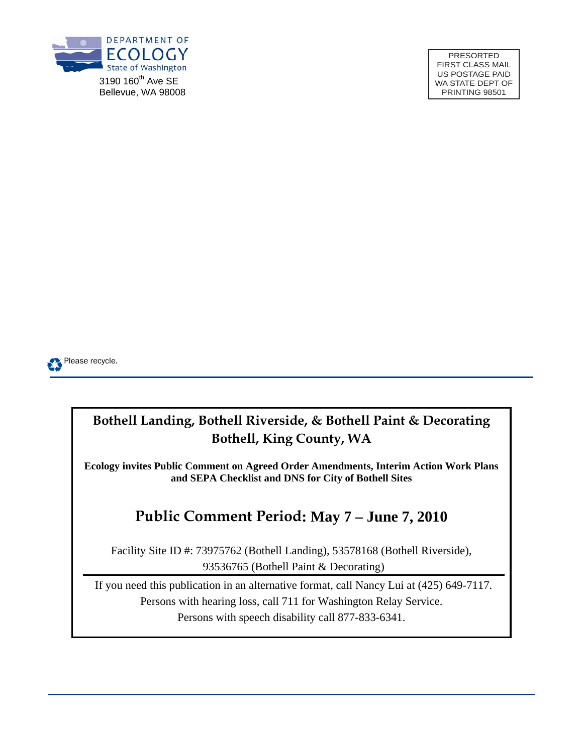DEPARTMENT OF ECOLOGY
State of Washington

3190 160th Ave SE
Bellevue, WA 98008

PRESORTED
FIRST CLASS MAIL
US POSTAGE PAID
WA STATE DEPT OF
PRINTING 98501

Please recycle.

# Bothell Landing, Bothell Riverside, & Bothell Paint & Decorating
# Bothell, King County, WA

**Ecology invites Public Comment on Agreed Order Amendments, Interim Action Work Plans and SEPA Checklist and DNS for City of Bothell Sites**

## Public Comment Period: May 7 – June 7, 2010

Facility Site ID #: 73975762 (Bothell Landing), 53578168 (Bothell Riverside), 93536765 (Bothell Paint & Decorating)

If you need this publication in an alternative format, call Nancy Lui at (425) 649-7117.
Persons with hearing loss, call 711 for Washington Relay Service.
Persons with speech disability call 877-833-6341.